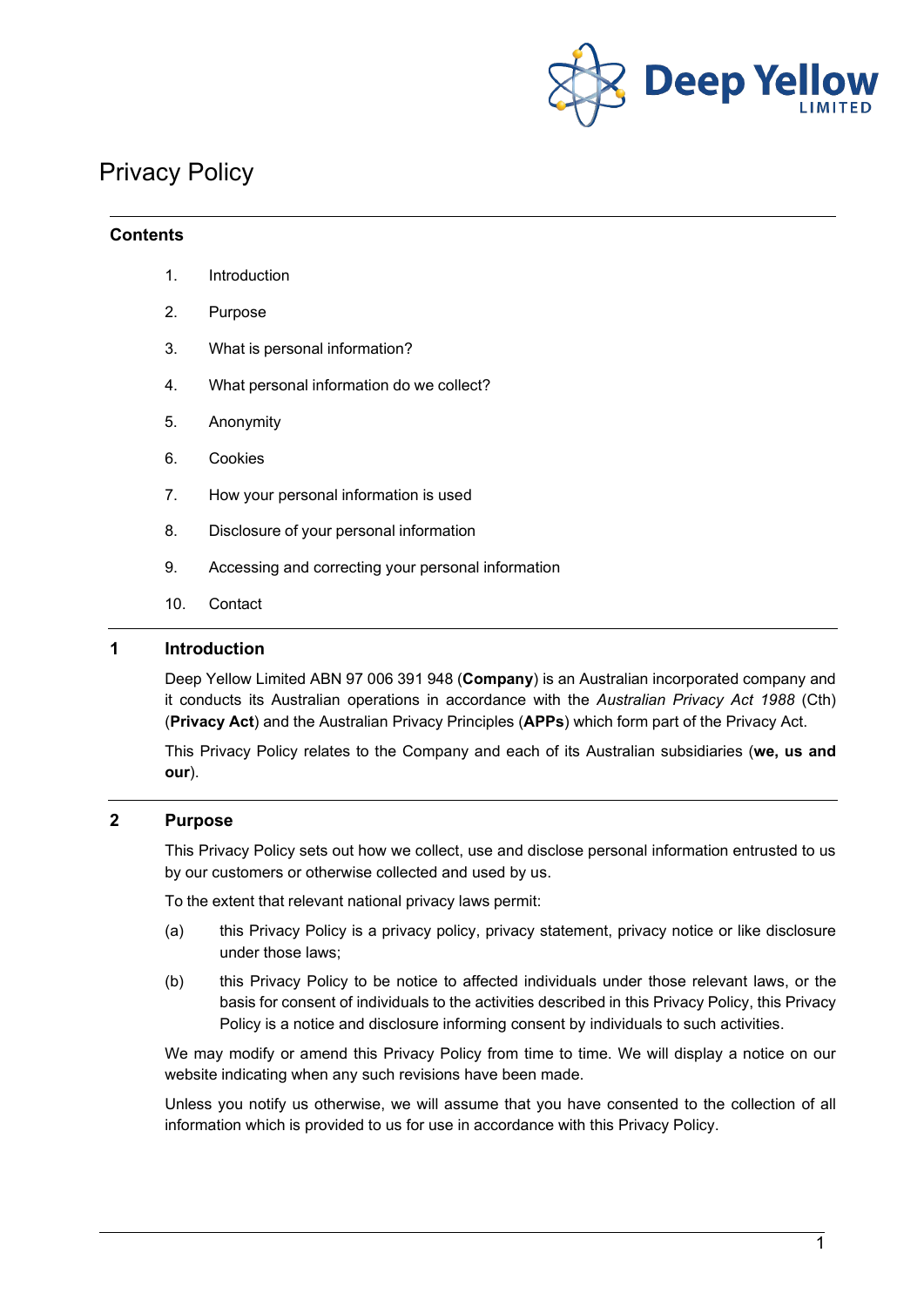# Privacy Policy

**Contents**

1. Introduction
2. Purpose
3. What is personal information?
4. What personal information do we collect?
5. Anonymity
6. Cookies
7. How your personal information is used
8. Disclosure of your personal information
9. Accessing and correcting your personal information
10. Contact

## 1 Introduction

Deep Yellow Limited ABN 97 006 391 948 (**Company**) is an Australian incorporated company and it conducts its Australian operations in accordance with the *Australian Privacy Act 1988* (Cth) (**Privacy Act**) and the Australian Privacy Principles (**APPs**) which form part of the Privacy Act.

This Privacy Policy relates to the Company and each of its Australian subsidiaries (**we, us and our**).

## 2 Purpose

This Privacy Policy sets out how we collect, use and disclose personal information entrusted to us by our customers or otherwise collected and used by us.

To the extent that relevant national privacy laws permit:

(a) this Privacy Policy is a privacy policy, privacy statement, privacy notice or like disclosure under those laws;

(b) this Privacy Policy to be notice to affected individuals under those relevant laws, or the basis for consent of individuals to the activities described in this Privacy Policy, this Privacy Policy is a notice and disclosure informing consent by individuals to such activities.

We may modify or amend this Privacy Policy from time to time. We will display a notice on our website indicating when any such revisions have been made.

Unless you notify us otherwise, we will assume that you have consented to the collection of all information which is provided to us for use in accordance with this Privacy Policy.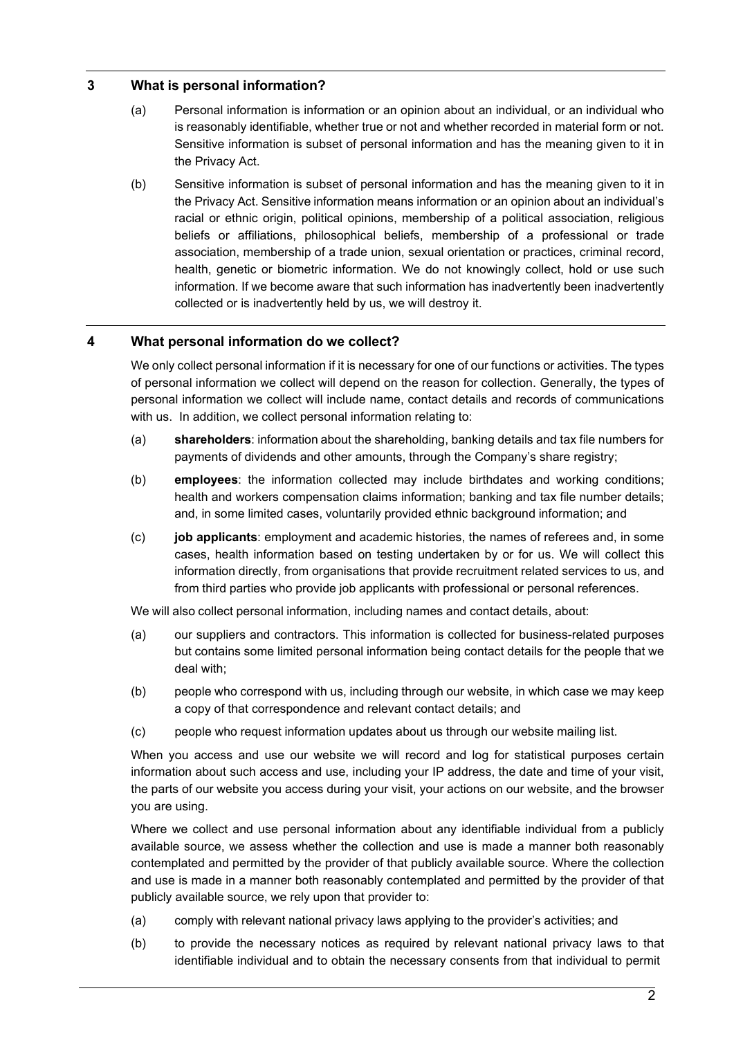## 3 What is personal information?

(a) Personal information is information or an opinion about an individual, or an individual who is reasonably identifiable, whether true or not and whether recorded in material form or not. Sensitive information is subset of personal information and has the meaning given to it in the Privacy Act.

(b) Sensitive information is subset of personal information and has the meaning given to it in the Privacy Act. Sensitive information means information or an opinion about an individual's racial or ethnic origin, political opinions, membership of a political association, religious beliefs or affiliations, philosophical beliefs, membership of a professional or trade association, membership of a trade union, sexual orientation or practices, criminal record, health, genetic or biometric information. We do not knowingly collect, hold or use such information. If we become aware that such information has inadvertently been inadvertently collected or is inadvertently held by us, we will destroy it.

## 4 What personal information do we collect?

We only collect personal information if it is necessary for one of our functions or activities. The types of personal information we collect will depend on the reason for collection. Generally, the types of personal information we collect will include name, contact details and records of communications with us. In addition, we collect personal information relating to:

(a) **shareholders**: information about the shareholding, banking details and tax file numbers for payments of dividends and other amounts, through the Company's share registry;

(b) **employees**: the information collected may include birthdates and working conditions; health and workers compensation claims information; banking and tax file number details; and, in some limited cases, voluntarily provided ethnic background information; and

(c) **job applicants**: employment and academic histories, the names of referees and, in some cases, health information based on testing undertaken by or for us. We will collect this information directly, from organisations that provide recruitment related services to us, and from third parties who provide job applicants with professional or personal references.

We will also collect personal information, including names and contact details, about:

(a) our suppliers and contractors. This information is collected for business-related purposes but contains some limited personal information being contact details for the people that we deal with;

(b) people who correspond with us, including through our website, in which case we may keep a copy of that correspondence and relevant contact details; and

(c) people who request information updates about us through our website mailing list.

When you access and use our website we will record and log for statistical purposes certain information about such access and use, including your IP address, the date and time of your visit, the parts of our website you access during your visit, your actions on our website, and the browser you are using.

Where we collect and use personal information about any identifiable individual from a publicly available source, we assess whether the collection and use is made a manner both reasonably contemplated and permitted by the provider of that publicly available source. Where the collection and use is made in a manner both reasonably contemplated and permitted by the provider of that publicly available source, we rely upon that provider to:

(a) comply with relevant national privacy laws applying to the provider's activities; and

(b) to provide the necessary notices as required by relevant national privacy laws to that identifiable individual and to obtain the necessary consents from that individual to permit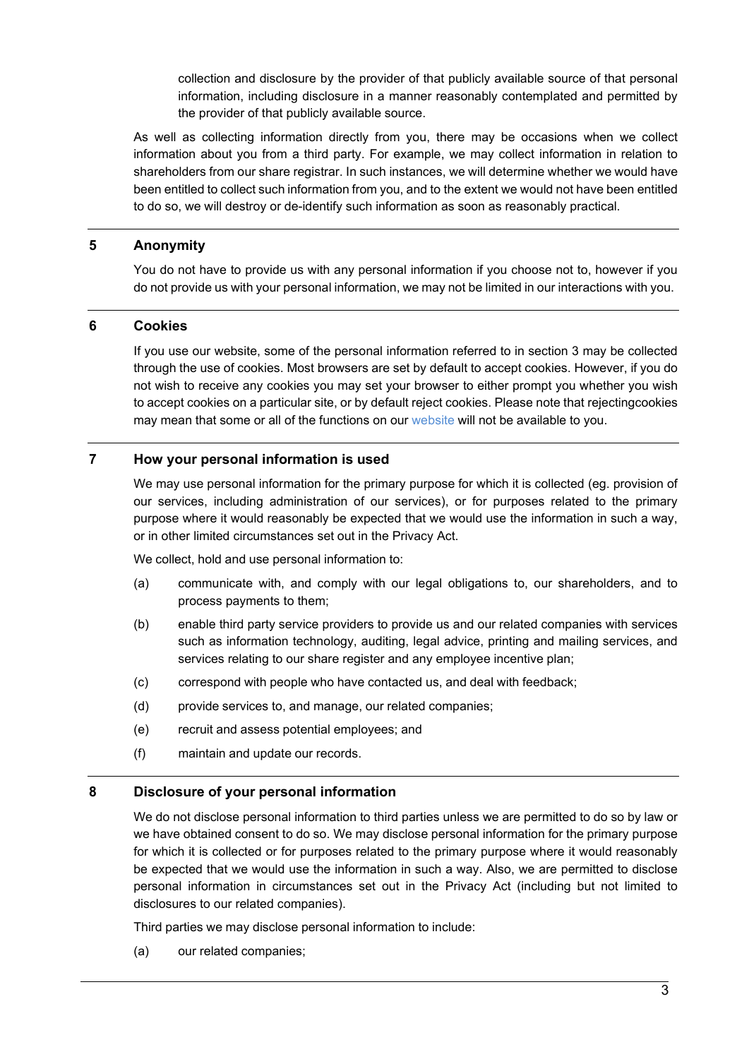collection and disclosure by the provider of that publicly available source of that personal information, including disclosure in a manner reasonably contemplated and permitted by the provider of that publicly available source.

As well as collecting information directly from you, there may be occasions when we collect information about you from a third party. For example, we may collect information in relation to shareholders from our share registrar. In such instances, we will determine whether we would have been entitled to collect such information from you, and to the extent we would not have been entitled to do so, we will destroy or de-identify such information as soon as reasonably practical.

## 5 Anonymity

You do not have to provide us with any personal information if you choose not to, however if you do not provide us with your personal information, we may not be limited in our interactions with you.

## 6 Cookies

If you use our website, some of the personal information referred to in section 3 may be collected through the use of cookies. Most browsers are set by default to accept cookies. However, if you do not wish to receive any cookies you may set your browser to either prompt you whether you wish to accept cookies on a particular site, or by default reject cookies. Please note that rejectingcookies may mean that some or all of the functions on our website will not be available to you.

## 7 How your personal information is used

We may use personal information for the primary purpose for which it is collected (eg. provision of our services, including administration of our services), or for purposes related to the primary purpose where it would reasonably be expected that we would use the information in such a way, or in other limited circumstances set out in the Privacy Act.

We collect, hold and use personal information to:

(a) communicate with, and comply with our legal obligations to, our shareholders, and to process payments to them;

(b) enable third party service providers to provide us and our related companies with services such as information technology, auditing, legal advice, printing and mailing services, and services relating to our share register and any employee incentive plan;

(c) correspond with people who have contacted us, and deal with feedback;

(d) provide services to, and manage, our related companies;

(e) recruit and assess potential employees; and

(f) maintain and update our records.

## 8 Disclosure of your personal information

We do not disclose personal information to third parties unless we are permitted to do so by law or we have obtained consent to do so. We may disclose personal information for the primary purpose for which it is collected or for purposes related to the primary purpose where it would reasonably be expected that we would use the information in such a way. Also, we are permitted to disclose personal information in circumstances set out in the Privacy Act (including but not limited to disclosures to our related companies).

Third parties we may disclose personal information to include:

(a) our related companies;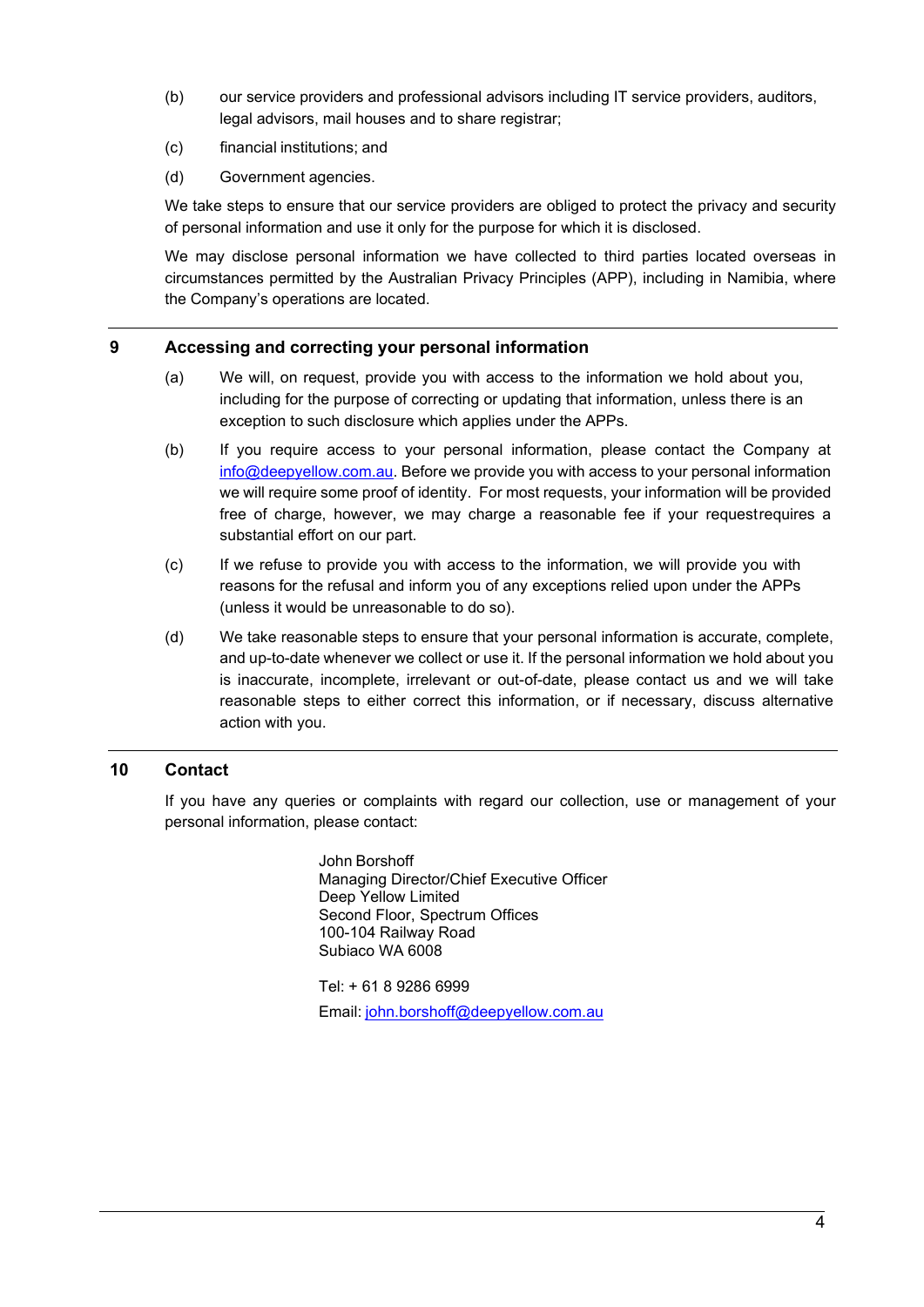(b) our service providers and professional advisors including IT service providers, auditors, legal advisors, mail houses and to share registrar;

(c) financial institutions; and

(d) Government agencies.

We take steps to ensure that our service providers are obliged to protect the privacy and security of personal information and use it only for the purpose for which it is disclosed.

We may disclose personal information we have collected to third parties located overseas in circumstances permitted by the Australian Privacy Principles (APP), including in Namibia, where the Company's operations are located.

## 9 Accessing and correcting your personal information

(a) We will, on request, provide you with access to the information we hold about you, including for the purpose of correcting or updating that information, unless there is an exception to such disclosure which applies under the APPs.

(b) If you require access to your personal information, please contact the Company at [info@deepyellow.com.au](mailto:info@deepyellow.com.au). Before we provide you with access to your personal information we will require some proof of identity. For most requests, your information will be provided free of charge, however, we may charge a reasonable fee if your requestrequires a substantial effort on our part.

(c) If we refuse to provide you with access to the information, we will provide you with reasons for the refusal and inform you of any exceptions relied upon under the APPs (unless it would be unreasonable to do so).

(d) We take reasonable steps to ensure that your personal information is accurate, complete, and up-to-date whenever we collect or use it. If the personal information we hold about you is inaccurate, incomplete, irrelevant or out-of-date, please contact us and we will take reasonable steps to either correct this information, or if necessary, discuss alternative action with you.

## 10 Contact

If you have any queries or complaints with regard our collection, use or management of your personal information, please contact:

John Borshoff  
Managing Director/Chief Executive Officer  
Deep Yellow Limited  
Second Floor, Spectrum Offices  
100-104 Railway Road  
Subiaco WA 6008

Tel: + 61 8 9286 6999

Email: [john.borshoff@deepyellow.com.au](mailto:john.borshoff@deepyellow.com.au)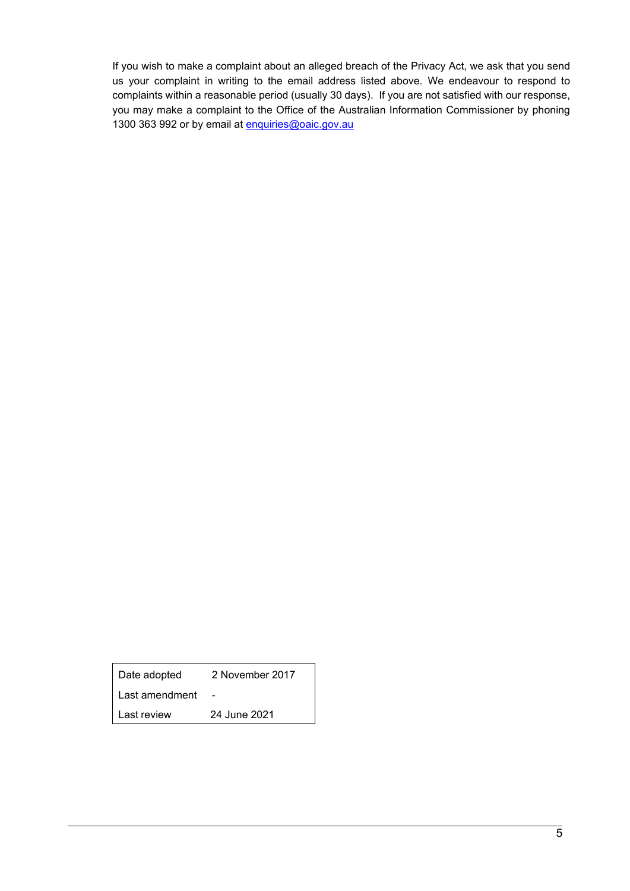If you wish to make a complaint about an alleged breach of the Privacy Act, we ask that you send us your complaint in writing to the email address listed above. We endeavour to respond to complaints within a reasonable period (usually 30 days). If you are not satisfied with our response, you may make a complaint to the Office of the Australian Information Commissioner by phoning 1300 363 992 or by email at [enquiries@oaic.gov.au](mailto:enquiries@oaic.gov.au)

| | |
|---|---|
| Date adopted | 2 November 2017 |
| Last amendment | - |
| Last review | 24 June 2021 |